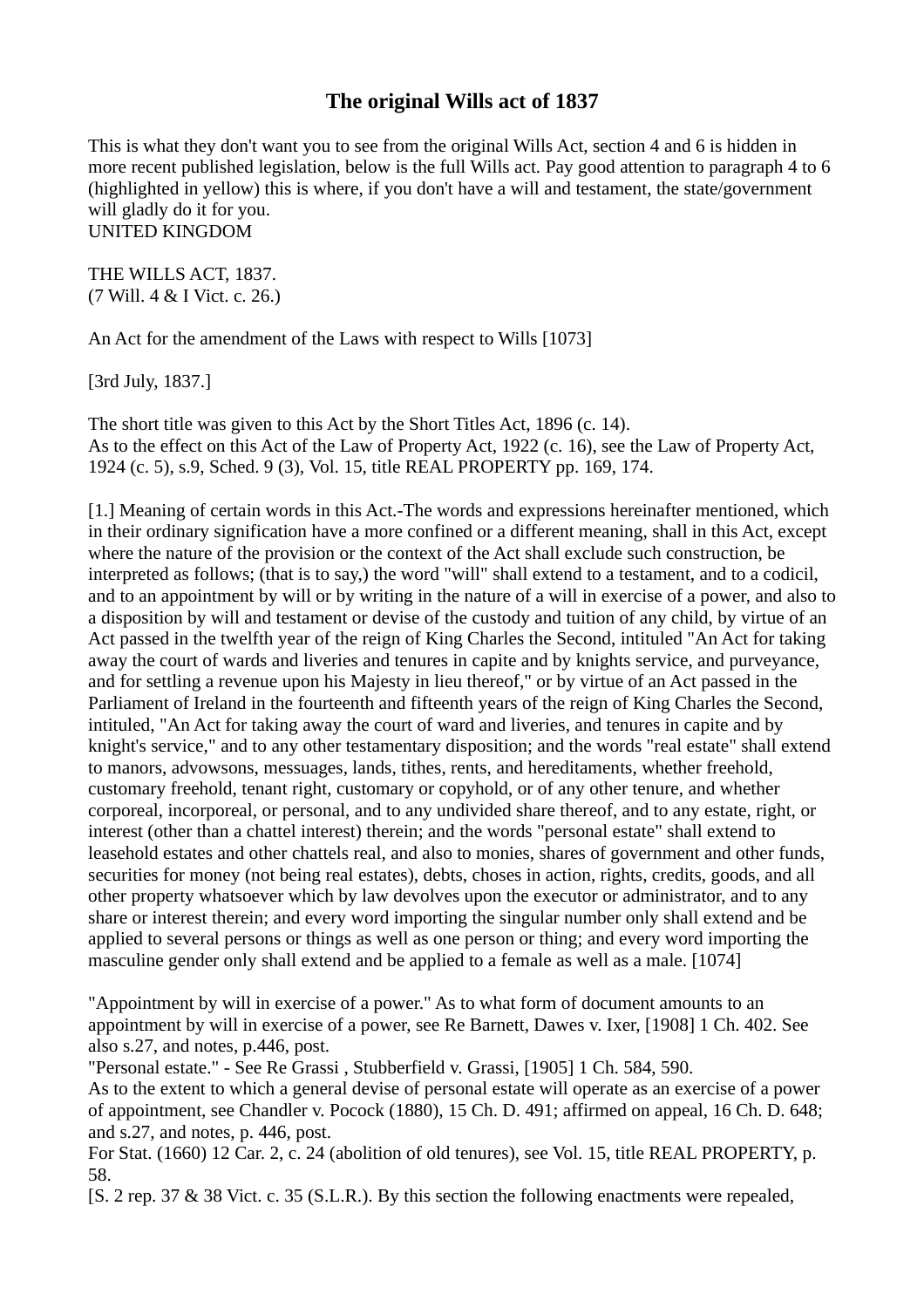# The original Wills act of 1837

This is what they don't want you to see from the original Wills Act, section 4 and 6 is hidden in more recent published legislation, below is the full Wills act. Pay good attention to paragraph 4 to 6 (highlighted in yellow) this is where, if you don't have a will and testament, the state/government will gladly do it for you.
UNITED KINGDOM

THE WILLS ACT, 1837.
(7 Will. 4 & I Vict. c. 26.)

An Act for the amendment of the Laws with respect to Wills [1073]

[3rd July, 1837.]

The short title was given to this Act by the Short Titles Act, 1896 (c. 14).
As to the effect on this Act of the Law of Property Act, 1922 (c. 16), see the Law of Property Act, 1924 (c. 5), s.9, Sched. 9 (3), Vol. 15, title REAL PROPERTY pp. 169, 174.

[1.] Meaning of certain words in this Act.-The words and expressions hereinafter mentioned, which in their ordinary signification have a more confined or a different meaning, shall in this Act, except where the nature of the provision or the context of the Act shall exclude such construction, be interpreted as follows; (that is to say,) the word "will" shall extend to a testament, and to a codicil, and to an appointment by will or by writing in the nature of a will in exercise of a power, and also to a disposition by will and testament or devise of the custody and tuition of any child, by virtue of an Act passed in the twelfth year of the reign of King Charles the Second, intituled "An Act for taking away the court of wards and liveries and tenures in capite and by knights service, and purveyance, and for settling a revenue upon his Majesty in lieu thereof," or by virtue of an Act passed in the Parliament of Ireland in the fourteenth and fifteenth years of the reign of King Charles the Second, intituled, "An Act for taking away the court of ward and liveries, and tenures in capite and by knight's service," and to any other testamentary disposition; and the words "real estate" shall extend to manors, advowsons, messuages, lands, tithes, rents, and hereditaments, whether freehold, customary freehold, tenant right, customary or copyhold, or of any other tenure, and whether corporeal, incorporeal, or personal, and to any undivided share thereof, and to any estate, right, or interest (other than a chattel interest) therein; and the words "personal estate" shall extend to leasehold estates and other chattels real, and also to monies, shares of government and other funds, securities for money (not being real estates), debts, choses in action, rights, credits, goods, and all other property whatsoever which by law devolves upon the executor or administrator, and to any share or interest therein; and every word importing the singular number only shall extend and be applied to several persons or things as well as one person or thing; and every word importing the masculine gender only shall extend and be applied to a female as well as a male. [1074]

"Appointment by will in exercise of a power." As to what form of document amounts to an appointment by will in exercise of a power, see Re Barnett, Dawes v. Ixer, [1908] 1 Ch. 402. See also s.27, and notes, p.446, post.
"Personal estate." - See Re Grassi , Stubberfield v. Grassi, [1905] 1 Ch. 584, 590.
As to the extent to which a general devise of personal estate will operate as an exercise of a power of appointment, see Chandler v. Pocock (1880), 15 Ch. D. 491; affirmed on appeal, 16 Ch. D. 648; and s.27, and notes, p. 446, post.
For Stat. (1660) 12 Car. 2, c. 24 (abolition of old tenures), see Vol. 15, title REAL PROPERTY, p. 58.
[S. 2 rep. 37 & 38 Vict. c. 35 (S.L.R.). By this section the following enactments were repealed,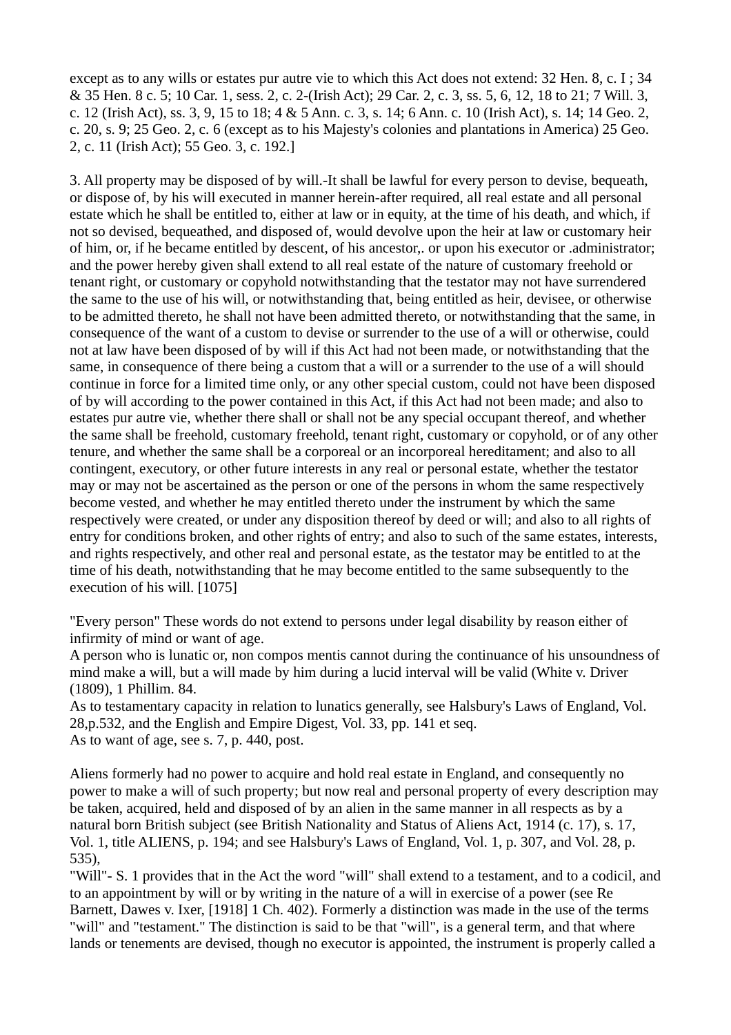except as to any wills or estates pur autre vie to which this Act does not extend: 32 Hen. 8, c. I ; 34 & 35 Hen. 8 c. 5; 10 Car. 1, sess. 2, c. 2-(Irish Act); 29 Car. 2, c. 3, ss. 5, 6, 12, 18 to 21; 7 Will. 3, c. 12 (Irish Act), ss. 3, 9, 15 to 18; 4 & 5 Ann. c. 3, s. 14; 6 Ann. c. 10 (Irish Act), s. 14; 14 Geo. 2, c. 20, s. 9; 25 Geo. 2, c. 6 (except as to his Majesty's colonies and plantations in America) 25 Geo. 2, c. 11 (Irish Act); 55 Geo. 3, c. 192.]

3. All property may be disposed of by will.-It shall be lawful for every person to devise, bequeath, or dispose of, by his will executed in manner herein-after required, all real estate and all personal estate which he shall be entitled to, either at law or in equity, at the time of his death, and which, if not so devised, bequeathed, and disposed of, would devolve upon the heir at law or customary heir of him, or, if he became entitled by descent, of his ancestor,. or upon his executor or .administrator; and the power hereby given shall extend to all real estate of the nature of customary freehold or tenant right, or customary or copyhold notwithstanding that the testator may not have surrendered the same to the use of his will, or notwithstanding that, being entitled as heir, devisee, or otherwise to be admitted thereto, he shall not have been admitted thereto, or notwithstanding that the same, in consequence of the want of a custom to devise or surrender to the use of a will or otherwise, could not at law have been disposed of by will if this Act had not been made, or notwithstanding that the same, in consequence of there being a custom that a will or a surrender to the use of a will should continue in force for a limited time only, or any other special custom, could not have been disposed of by will according to the power contained in this Act, if this Act had not been made; and also to estates pur autre vie, whether there shall or shall not be any special occupant thereof, and whether the same shall be freehold, customary freehold, tenant right, customary or copyhold, or of any other tenure, and whether the same shall be a corporeal or an incorporeal hereditament; and also to all contingent, executory, or other future interests in any real or personal estate, whether the testator may or may not be ascertained as the person or one of the persons in whom the same respectively become vested, and whether he may entitled thereto under the instrument by which the same respectively were created, or under any disposition thereof by deed or will; and also to all rights of entry for conditions broken, and other rights of entry; and also to such of the same estates, interests, and rights respectively, and other real and personal estate, as the testator may be entitled to at the time of his death, notwithstanding that he may become entitled to the same subsequently to the execution of his will. [1075]

"Every person" These words do not extend to persons under legal disability by reason either of infirmity of mind or want of age.
A person who is lunatic or, non compos mentis cannot during the continuance of his unsoundness of mind make a will, but a will made by him during a lucid interval will be valid (White v. Driver (1809), 1 Phillim. 84.
As to testamentary capacity in relation to lunatics generally, see Halsbury's Laws of England, Vol. 28,p.532, and the English and Empire Digest, Vol. 33, pp. 141 et seq.
As to want of age, see s. 7, p. 440, post.

Aliens formerly had no power to acquire and hold real estate in England, and consequently no power to make a will of such property; but now real and personal property of every description may be taken, acquired, held and disposed of by an alien in the same manner in all respects as by a natural born British subject (see British Nationality and Status of Aliens Act, 1914 (c. 17), s. 17, Vol. 1, title ALIENS, p. 194; and see Halsbury's Laws of England, Vol. 1, p. 307, and Vol. 28, p. 535),
"Will"- S. 1 provides that in the Act the word "will" shall extend to a testament, and to a codicil, and to an appointment by will or by writing in the nature of a will in exercise of a power (see Re Barnett, Dawes v. Ixer, [1918] 1 Ch. 402). Formerly a distinction was made in the use of the terms "will" and "testament." The distinction is said to be that "will", is a general term, and that where lands or tenements are devised, though no executor is appointed, the instrument is properly called a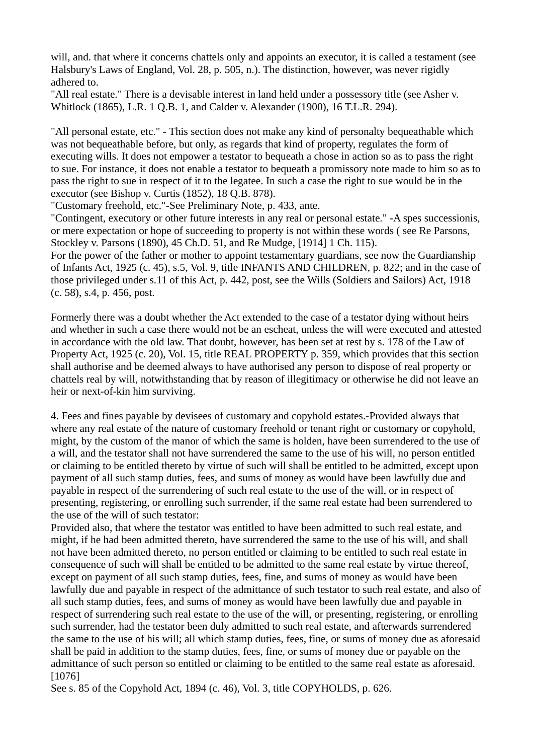will, and. that where it concerns chattels only and appoints an executor, it is called a testament (see Halsbury's Laws of England, Vol. 28, p. 505, n.). The distinction, however, was never rigidly adhered to.

"All real estate." There is a devisable interest in land held under a possessory title (see Asher v. Whitlock (1865), L.R. 1 Q.B. 1, and Calder v. Alexander (1900), 16 T.L.R. 294).

"All personal estate, etc." - This section does not make any kind of personalty bequeathable which was not bequeathable before, but only, as regards that kind of property, regulates the form of executing wills. It does not empower a testator to bequeath a chose in action so as to pass the right to sue. For instance, it does not enable a testator to bequeath a promissory note made to him so as to pass the right to sue in respect of it to the legatee. In such a case the right to sue would be in the executor (see Bishop v. Curtis (1852), 18 Q.B. 878).

"Customary freehold, etc."-See Preliminary Note, p. 433, ante.

"Contingent, executory or other future interests in any real or personal estate." -A spes successionis, or mere expectation or hope of succeeding to property is not within these words ( see Re Parsons, Stockley v. Parsons (1890), 45 Ch.D. 51, and Re Mudge, [1914] 1 Ch. 115).

For the power of the father or mother to appoint testamentary guardians, see now the Guardianship of Infants Act, 1925 (c. 45), s.5, Vol. 9, title INFANTS AND CHILDREN, p. 822; and in the case of those privileged under s.11 of this Act, p. 442, post, see the Wills (Soldiers and Sailors) Act, 1918 (c. 58), s.4, p. 456, post.

Formerly there was a doubt whether the Act extended to the case of a testator dying without heirs and whether in such a case there would not be an escheat, unless the will were executed and attested in accordance with the old law. That doubt, however, has been set at rest by s. 178 of the Law of Property Act, 1925 (c. 20), Vol. 15, title REAL PROPERTY p. 359, which provides that this section shall authorise and be deemed always to have authorised any person to dispose of real property or chattels real by will, notwithstanding that by reason of illegitimacy or otherwise he did not leave an heir or next-of-kin him surviving.

4. Fees and fines payable by devisees of customary and copyhold estates.-Provided always that where any real estate of the nature of customary freehold or tenant right or customary or copyhold, might, by the custom of the manor of which the same is holden, have been surrendered to the use of a will, and the testator shall not have surrendered the same to the use of his will, no person entitled or claiming to be entitled thereto by virtue of such will shall be entitled to be admitted, except upon payment of all such stamp duties, fees, and sums of money as would have been lawfully due and payable in respect of the surrendering of such real estate to the use of the will, or in respect of presenting, registering, or enrolling such surrender, if the same real estate had been surrendered to the use of the will of such testator:

Provided also, that where the testator was entitled to have been admitted to such real estate, and might, if he had been admitted thereto, have surrendered the same to the use of his will, and shall not have been admitted thereto, no person entitled or claiming to be entitled to such real estate in consequence of such will shall be entitled to be admitted to the same real estate by virtue thereof, except on payment of all such stamp duties, fees, fine, and sums of money as would have been lawfully due and payable in respect of the admittance of such testator to such real estate, and also of all such stamp duties, fees, and sums of money as would have been lawfully due and payable in respect of surrendering such real estate to the use of the will, or presenting, registering, or enrolling such surrender, had the testator been duly admitted to such real estate, and afterwards surrendered the same to the use of his will; all which stamp duties, fees, fine, or sums of money due as aforesaid shall be paid in addition to the stamp duties, fees, fine, or sums of money due or payable on the admittance of such person so entitled or claiming to be entitled to the same real estate as aforesaid. [1076]

See s. 85 of the Copyhold Act, 1894 (c. 46), Vol. 3, title COPYHOLDS, p. 626.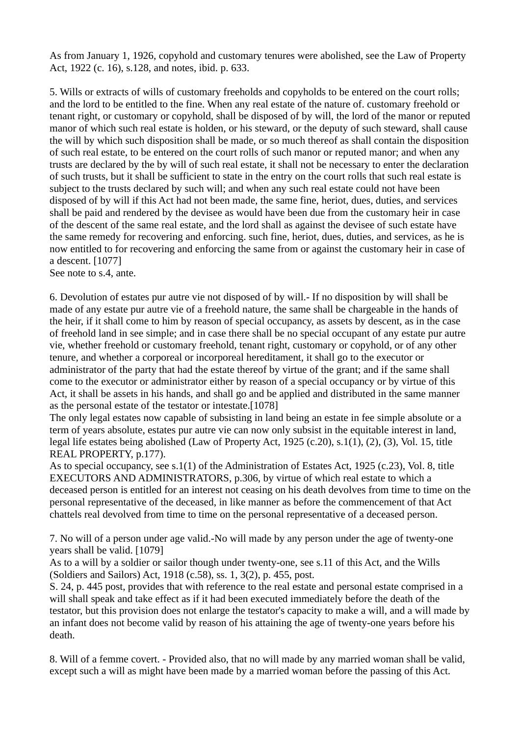As from January 1, 1926, copyhold and customary tenures were abolished, see the Law of Property Act, 1922 (c. 16), s.128, and notes, ibid. p. 633.

5. Wills or extracts of wills of customary freeholds and copyholds to be entered on the court rolls; and the lord to be entitled to the fine. When any real estate of the nature of. customary freehold or tenant right, or customary or copyhold, shall be disposed of by will, the lord of the manor or reputed manor of which such real estate is holden, or his steward, or the deputy of such steward, shall cause the will by which such disposition shall be made, or so much thereof as shall contain the disposition of such real estate, to be entered on the court rolls of such manor or reputed manor; and when any trusts are declared by the by will of such real estate, it shall not be necessary to enter the declaration of such trusts, but it shall be sufficient to state in the entry on the court rolls that such real estate is subject to the trusts declared by such will; and when any such real estate could not have been disposed of by will if this Act had not been made, the same fine, heriot, dues, duties, and services shall be paid and rendered by the devisee as would have been due from the customary heir in case of the descent of the same real estate, and the lord shall as against the devisee of such estate have the same remedy for recovering and enforcing. such fine, heriot, dues, duties, and services, as he is now entitled to for recovering and enforcing the same from or against the customary heir in case of a descent. [1077]
See note to s.4, ante.

6. Devolution of estates pur autre vie not disposed of by will.- If no disposition by will shall be made of any estate pur autre vie of a freehold nature, the same shall be chargeable in the hands of the heir, if it shall come to him by reason of special occupancy, as assets by descent, as in the case of freehold land in see simple; and in case there shall be no special occupant of any estate pur autre vie, whether freehold or customary freehold, tenant right, customary or copyhold, or of any other tenure, and whether a corporeal or incorporeal hereditament, it shall go to the executor or administrator of the party that had the estate thereof by virtue of the grant; and if the same shall come to the executor or administrator either by reason of a special occupancy or by virtue of this Act, it shall be assets in his hands, and shall go and be applied and distributed in the same manner as the personal estate of the testator or intestate.[1078]
The only legal estates now capable of subsisting in land being an estate in fee simple absolute or a term of years absolute, estates pur autre vie can now only subsist in the equitable interest in land, legal life estates being abolished (Law of Property Act, 1925 (c.20), s.1(1), (2), (3), Vol. 15, title REAL PROPERTY, p.177).
As to special occupancy, see s.1(1) of the Administration of Estates Act, 1925 (c.23), Vol. 8, title EXECUTORS AND ADMINISTRATORS, p.306, by virtue of which real estate to which a deceased person is entitled for an interest not ceasing on his death devolves from time to time on the personal representative of the deceased, in like manner as before the commencement of that Act chattels real devolved from time to time on the personal representative of a deceased person.

7. No will of a person under age valid.-No will made by any person under the age of twenty-one years shall be valid. [1079]
As to a will by a soldier or sailor though under twenty-one, see s.11 of this Act, and the Wills (Soldiers and Sailors) Act, 1918 (c.58), ss. 1, 3(2), p. 455, post.
S. 24, p. 445 post, provides that with reference to the real estate and personal estate comprised in a will shall speak and take effect as if it had been executed immediately before the death of the testator, but this provision does not enlarge the testator's capacity to make a will, and a will made by an infant does not become valid by reason of his attaining the age of twenty-one years before his death.

8. Will of a femme covert. - Provided also, that no will made by any married woman shall be valid, except such a will as might have been made by a married woman before the passing of this Act.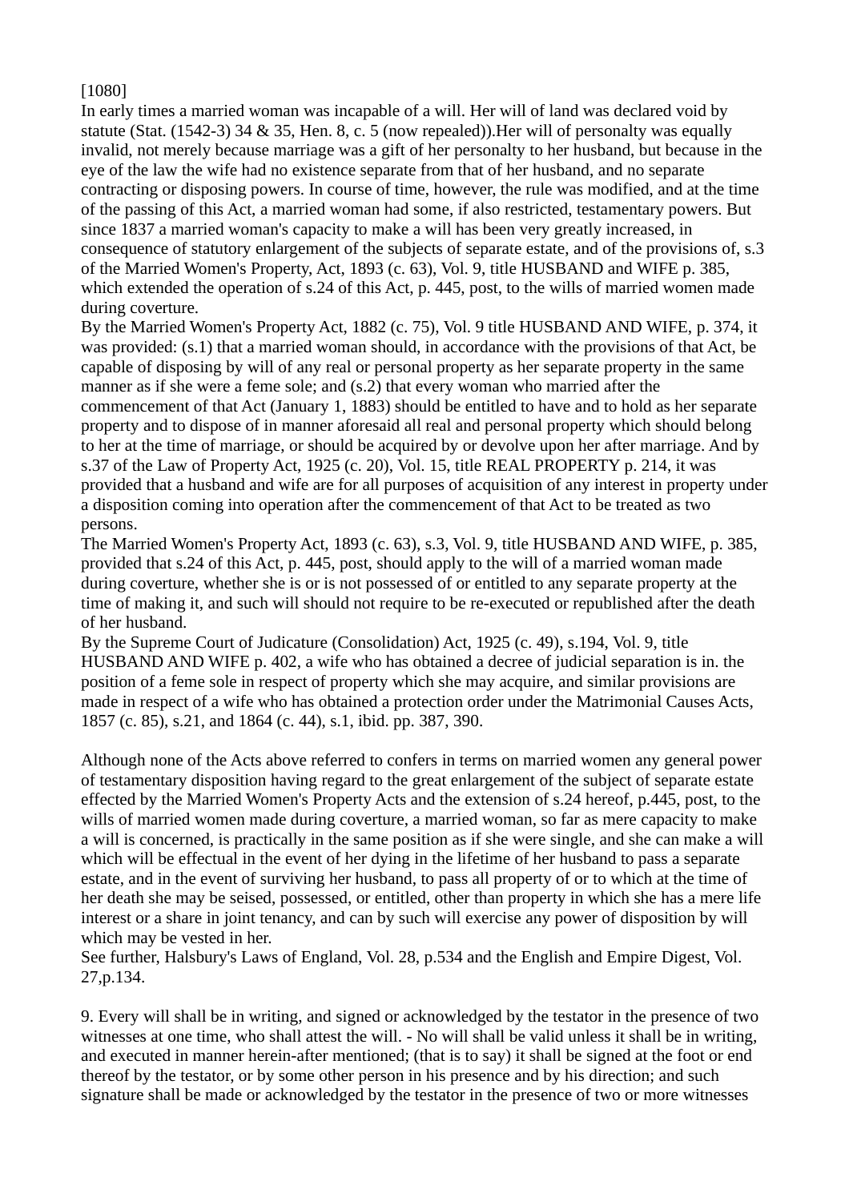[1080]

In early times a married woman was incapable of a will. Her will of land was declared void by statute (Stat. (1542-3) 34 & 35, Hen. 8, c. 5 (now repealed)).Her will of personalty was equally invalid, not merely because marriage was a gift of her personalty to her husband, but because in the eye of the law the wife had no existence separate from that of her husband, and no separate contracting or disposing powers. In course of time, however, the rule was modified, and at the time of the passing of this Act, a married woman had some, if also restricted, testamentary powers. But since 1837 a married woman's capacity to make a will has been very greatly increased, in consequence of statutory enlargement of the subjects of separate estate, and of the provisions of, s.3 of the Married Women's Property, Act, 1893 (c. 63), Vol. 9, title HUSBAND and WIFE p. 385, which extended the operation of s.24 of this Act, p. 445, post, to the wills of married women made during coverture.

By the Married Women's Property Act, 1882 (c. 75), Vol. 9 title HUSBAND AND WIFE, p. 374, it was provided: (s.1) that a married woman should, in accordance with the provisions of that Act, be capable of disposing by will of any real or personal property as her separate property in the same manner as if she were a feme sole; and (s.2) that every woman who married after the commencement of that Act (January 1, 1883) should be entitled to have and to hold as her separate property and to dispose of in manner aforesaid all real and personal property which should belong to her at the time of marriage, or should be acquired by or devolve upon her after marriage. And by s.37 of the Law of Property Act, 1925 (c. 20), Vol. 15, title REAL PROPERTY p. 214, it was provided that a husband and wife are for all purposes of acquisition of any interest in property under a disposition coming into operation after the commencement of that Act to be treated as two persons.

The Married Women's Property Act, 1893 (c. 63), s.3, Vol. 9, title HUSBAND AND WIFE, p. 385, provided that s.24 of this Act, p. 445, post, should apply to the will of a married woman made during coverture, whether she is or is not possessed of or entitled to any separate property at the time of making it, and such will should not require to be re-executed or republished after the death of her husband.

By the Supreme Court of Judicature (Consolidation) Act, 1925 (c. 49), s.194, Vol. 9, title HUSBAND AND WIFE p. 402, a wife who has obtained a decree of judicial separation is in. the position of a feme sole in respect of property which she may acquire, and similar provisions are made in respect of a wife who has obtained a protection order under the Matrimonial Causes Acts, 1857 (c. 85), s.21, and 1864 (c. 44), s.1, ibid. pp. 387, 390.

Although none of the Acts above referred to confers in terms on married women any general power of testamentary disposition having regard to the great enlargement of the subject of separate estate effected by the Married Women's Property Acts and the extension of s.24 hereof, p.445, post, to the wills of married women made during coverture, a married woman, so far as mere capacity to make a will is concerned, is practically in the same position as if she were single, and she can make a will which will be effectual in the event of her dying in the lifetime of her husband to pass a separate estate, and in the event of surviving her husband, to pass all property of or to which at the time of her death she may be seised, possessed, or entitled, other than property in which she has a mere life interest or a share in joint tenancy, and can by such will exercise any power of disposition by will which may be vested in her.

See further, Halsbury's Laws of England, Vol. 28, p.534 and the English and Empire Digest, Vol. 27,p.134.

9. Every will shall be in writing, and signed or acknowledged by the testator in the presence of two witnesses at one time, who shall attest the will. - No will shall be valid unless it shall be in writing, and executed in manner herein-after mentioned; (that is to say) it shall be signed at the foot or end thereof by the testator, or by some other person in his presence and by his direction; and such signature shall be made or acknowledged by the testator in the presence of two or more witnesses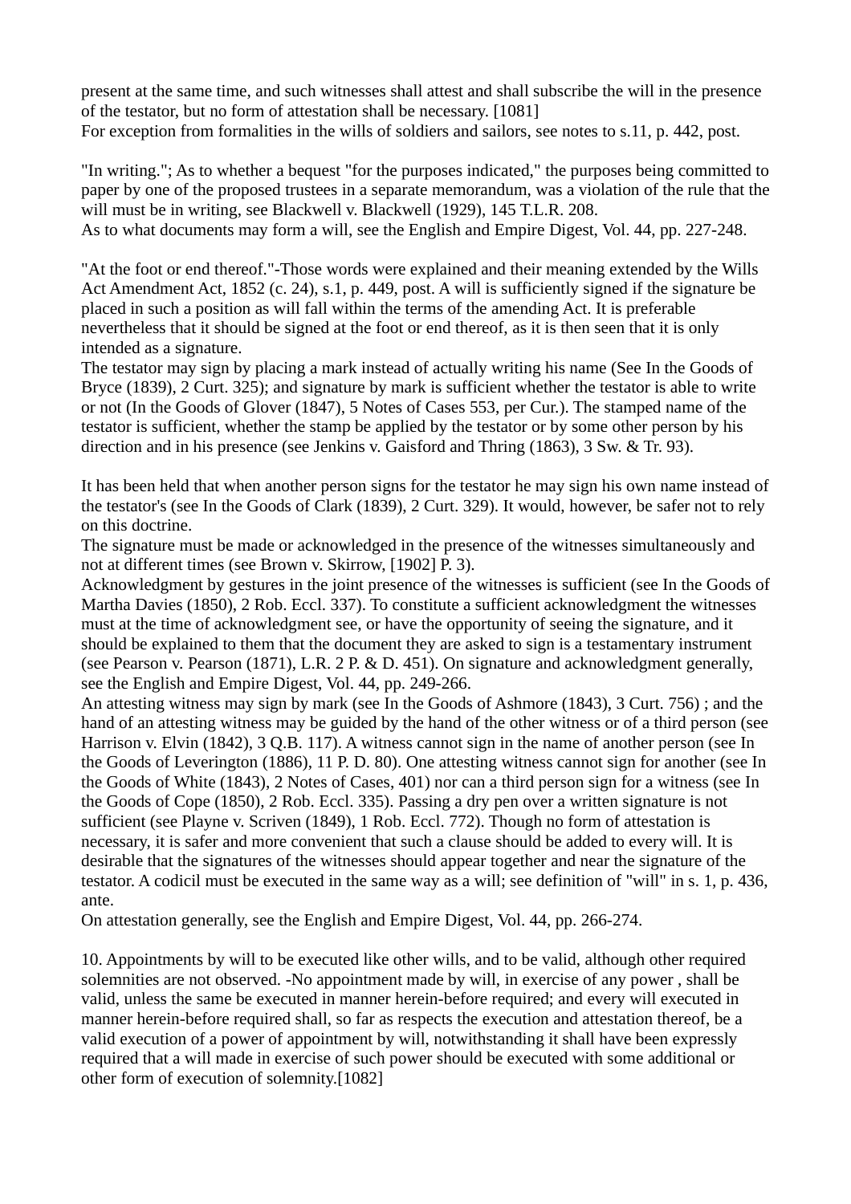present at the same time, and such witnesses shall attest and shall subscribe the will in the presence of the testator, but no form of attestation shall be necessary. [1081]

For exception from formalities in the wills of soldiers and sailors, see notes to s.11, p. 442, post.

"In writing."; As to whether a bequest "for the purposes indicated," the purposes being committed to paper by one of the proposed trustees in a separate memorandum, was a violation of the rule that the will must be in writing, see Blackwell v. Blackwell (1929), 145 T.L.R. 208.

As to what documents may form a will, see the English and Empire Digest, Vol. 44, pp. 227-248.

"At the foot or end thereof."-Those words were explained and their meaning extended by the Wills Act Amendment Act, 1852 (c. 24), s.1, p. 449, post. A will is sufficiently signed if the signature be placed in such a position as will fall within the terms of the amending Act. It is preferable nevertheless that it should be signed at the foot or end thereof, as it is then seen that it is only intended as a signature.

The testator may sign by placing a mark instead of actually writing his name (See In the Goods of Bryce (1839), 2 Curt. 325); and signature by mark is sufficient whether the testator is able to write or not (In the Goods of Glover (1847), 5 Notes of Cases 553, per Cur.). The stamped name of the testator is sufficient, whether the stamp be applied by the testator or by some other person by his direction and in his presence (see Jenkins v. Gaisford and Thring (1863), 3 Sw. & Tr. 93).

It has been held that when another person signs for the testator he may sign his own name instead of the testator's (see In the Goods of Clark (1839), 2 Curt. 329). It would, however, be safer not to rely on this doctrine.

The signature must be made or acknowledged in the presence of the witnesses simultaneously and not at different times (see Brown v. Skirrow, [1902] P. 3).

Acknowledgment by gestures in the joint presence of the witnesses is sufficient (see In the Goods of Martha Davies (1850), 2 Rob. Eccl. 337). To constitute a sufficient acknowledgment the witnesses must at the time of acknowledgment see, or have the opportunity of seeing the signature, and it should be explained to them that the document they are asked to sign is a testamentary instrument (see Pearson v. Pearson (1871), L.R. 2 P. & D. 451). On signature and acknowledgment generally, see the English and Empire Digest, Vol. 44, pp. 249-266.

An attesting witness may sign by mark (see In the Goods of Ashmore (1843), 3 Curt. 756) ; and the hand of an attesting witness may be guided by the hand of the other witness or of a third person (see Harrison v. Elvin (1842), 3 Q.B. 117). A witness cannot sign in the name of another person (see In the Goods of Leverington (1886), 11 P. D. 80). One attesting witness cannot sign for another (see In the Goods of White (1843), 2 Notes of Cases, 401) nor can a third person sign for a witness (see In the Goods of Cope (1850), 2 Rob. Eccl. 335). Passing a dry pen over a written signature is not sufficient (see Playne v. Scriven (1849), 1 Rob. Eccl. 772). Though no form of attestation is necessary, it is safer and more convenient that such a clause should be added to every will. It is desirable that the signatures of the witnesses should appear together and near the signature of the testator. A codicil must be executed in the same way as a will; see definition of "will" in s. 1, p. 436, ante.

On attestation generally, see the English and Empire Digest, Vol. 44, pp. 266-274.

10. Appointments by will to be executed like other wills, and to be valid, although other required solemnities are not observed. -No appointment made by will, in exercise of any power , shall be valid, unless the same be executed in manner herein-before required; and every will executed in manner herein-before required shall, so far as respects the execution and attestation thereof, be a valid execution of a power of appointment by will, notwithstanding it shall have been expressly required that a will made in exercise of such power should be executed with some additional or other form of execution of solemnity.[1082]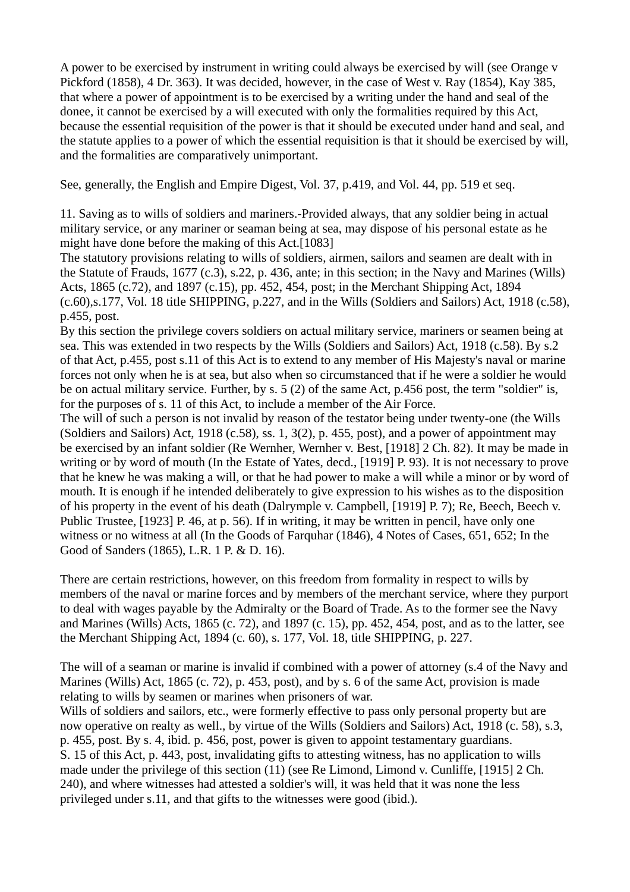A power to be exercised by instrument in writing could always be exercised by will (see Orange v Pickford (1858), 4 Dr. 363). It was decided, however, in the case of West v. Ray (1854), Kay 385, that where a power of appointment is to be exercised by a writing under the hand and seal of the donee, it cannot be exercised by a will executed with only the formalities required by this Act, because the essential requisition of the power is that it should be executed under hand and seal, and the statute applies to a power of which the essential requisition is that it should be exercised by will, and the formalities are comparatively unimportant.

See, generally, the English and Empire Digest, Vol. 37, p.419, and Vol. 44, pp. 519 et seq.

11. Saving as to wills of soldiers and mariners.-Provided always, that any soldier being in actual military service, or any mariner or seaman being at sea, may dispose of his personal estate as he might have done before the making of this Act.[1083]

The statutory provisions relating to wills of soldiers, airmen, sailors and seamen are dealt with in the Statute of Frauds, 1677 (c.3), s.22, p. 436, ante; in this section; in the Navy and Marines (Wills) Acts, 1865 (c.72), and 1897 (c.15), pp. 452, 454, post; in the Merchant Shipping Act, 1894 (c.60),s.177, Vol. 18 title SHIPPING, p.227, and in the Wills (Soldiers and Sailors) Act, 1918 (c.58), p.455, post.

By this section the privilege covers soldiers on actual military service, mariners or seamen being at sea. This was extended in two respects by the Wills (Soldiers and Sailors) Act, 1918 (c.58). By s.2 of that Act, p.455, post s.11 of this Act is to extend to any member of His Majesty's naval or marine forces not only when he is at sea, but also when so circumstanced that if he were a soldier he would be on actual military service. Further, by s. 5 (2) of the same Act, p.456 post, the term "soldier" is, for the purposes of s. 11 of this Act, to include a member of the Air Force.

The will of such a person is not invalid by reason of the testator being under twenty-one (the Wills (Soldiers and Sailors) Act, 1918 (c.58), ss. 1, 3(2), p. 455, post), and a power of appointment may be exercised by an infant soldier (Re Wernher, Wernher v. Best, [1918] 2 Ch. 82). It may be made in writing or by word of mouth (In the Estate of Yates, decd., [1919] P. 93). It is not necessary to prove that he knew he was making a will, or that he had power to make a will while a minor or by word of mouth. It is enough if he intended deliberately to give expression to his wishes as to the disposition of his property in the event of his death (Dalrymple v. Campbell, [1919] P. 7); Re, Beech, Beech v. Public Trustee, [1923] P. 46, at p. 56). If in writing, it may be written in pencil, have only one witness or no witness at all (In the Goods of Farquhar (1846), 4 Notes of Cases, 651, 652; In the Good of Sanders (1865), L.R. 1 P. & D. 16).

There are certain restrictions, however, on this freedom from formality in respect to wills by members of the naval or marine forces and by members of the merchant service, where they purport to deal with wages payable by the Admiralty or the Board of Trade. As to the former see the Navy and Marines (Wills) Acts, 1865 (c. 72), and 1897 (c. 15), pp. 452, 454, post, and as to the latter, see the Merchant Shipping Act, 1894 (c. 60), s. 177, Vol. 18, title SHIPPING, p. 227.

The will of a seaman or marine is invalid if combined with a power of attorney (s.4 of the Navy and Marines (Wills) Act, 1865 (c. 72), p. 453, post), and by s. 6 of the same Act, provision is made relating to wills by seamen or marines when prisoners of war.

Wills of soldiers and sailors, etc., were formerly effective to pass only personal property but are now operative on realty as well., by virtue of the Wills (Soldiers and Sailors) Act, 1918 (c. 58), s.3, p. 455, post. By s. 4, ibid. p. 456, post, power is given to appoint testamentary guardians.

S. 15 of this Act, p. 443, post, invalidating gifts to attesting witness, has no application to wills made under the privilege of this section (11) (see Re Limond, Limond v. Cunliffe, [1915] 2 Ch. 240), and where witnesses had attested a soldier's will, it was held that it was none the less privileged under s.11, and that gifts to the witnesses were good (ibid.).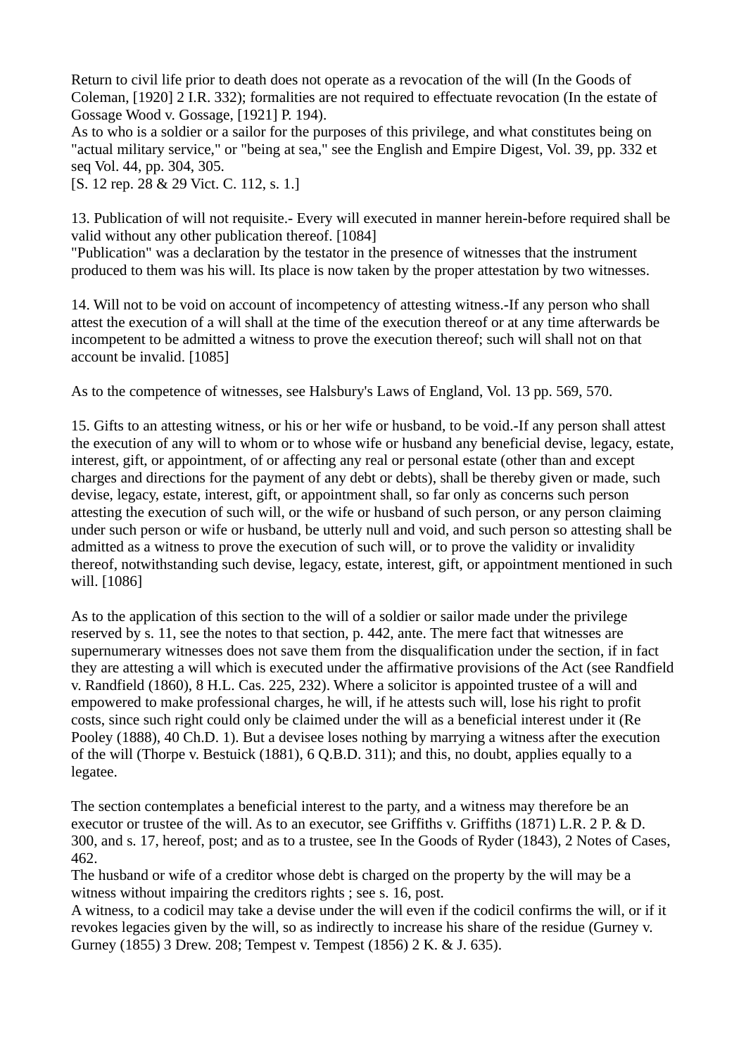Return to civil life prior to death does not operate as a revocation of the will (In the Goods of Coleman, [1920] 2 I.R. 332); formalities are not required to effectuate revocation (In the estate of Gossage Wood v. Gossage, [1921] P. 194).
As to who is a soldier or a sailor for the purposes of this privilege, and what constitutes being on "actual military service," or "being at sea," see the English and Empire Digest, Vol. 39, pp. 332 et seq Vol. 44, pp. 304, 305.
[S. 12 rep. 28 & 29 Vict. C. 112, s. 1.]

13. Publication of will not requisite.- Every will executed in manner herein-before required shall be valid without any other publication thereof. [1084]
"Publication" was a declaration by the testator in the presence of witnesses that the instrument produced to them was his will. Its place is now taken by the proper attestation by two witnesses.

14. Will not to be void on account of incompetency of attesting witness.-If any person who shall attest the execution of a will shall at the time of the execution thereof or at any time afterwards be incompetent to be admitted a witness to prove the execution thereof; such will shall not on that account be invalid. [1085]

As to the competence of witnesses, see Halsbury's Laws of England, Vol. 13 pp. 569, 570.

15. Gifts to an attesting witness, or his or her wife or husband, to be void.-If any person shall attest the execution of any will to whom or to whose wife or husband any beneficial devise, legacy, estate, interest, gift, or appointment, of or affecting any real or personal estate (other than and except charges and directions for the payment of any debt or debts), shall be thereby given or made, such devise, legacy, estate, interest, gift, or appointment shall, so far only as concerns such person attesting the execution of such will, or the wife or husband of such person, or any person claiming under such person or wife or husband, be utterly null and void, and such person so attesting shall be admitted as a witness to prove the execution of such will, or to prove the validity or invalidity thereof, notwithstanding such devise, legacy, estate, interest, gift, or appointment mentioned in such will. [1086]

As to the application of this section to the will of a soldier or sailor made under the privilege reserved by s. 11, see the notes to that section, p. 442, ante. The mere fact that witnesses are supernumerary witnesses does not save them from the disqualification under the section, if in fact they are attesting a will which is executed under the affirmative provisions of the Act (see Randfield v. Randfield (1860), 8 H.L. Cas. 225, 232). Where a solicitor is appointed trustee of a will and empowered to make professional charges, he will, if he attests such will, lose his right to profit costs, since such right could only be claimed under the will as a beneficial interest under it (Re Pooley (1888), 40 Ch.D. 1). But a devisee loses nothing by marrying a witness after the execution of the will (Thorpe v. Bestuick (1881), 6 Q.B.D. 311); and this, no doubt, applies equally to a legatee.

The section contemplates a beneficial interest to the party, and a witness may therefore be an executor or trustee of the will. As to an executor, see Griffiths v. Griffiths (1871) L.R. 2 P. & D. 300, and s. 17, hereof, post; and as to a trustee, see In the Goods of Ryder (1843), 2 Notes of Cases, 462.
The husband or wife of a creditor whose debt is charged on the property by the will may be a witness without impairing the creditors rights ; see s. 16, post.
A witness, to a codicil may take a devise under the will even if the codicil confirms the will, or if it revokes legacies given by the will, so as indirectly to increase his share of the residue (Gurney v. Gurney (1855) 3 Drew. 208; Tempest v. Tempest (1856) 2 K. & J. 635).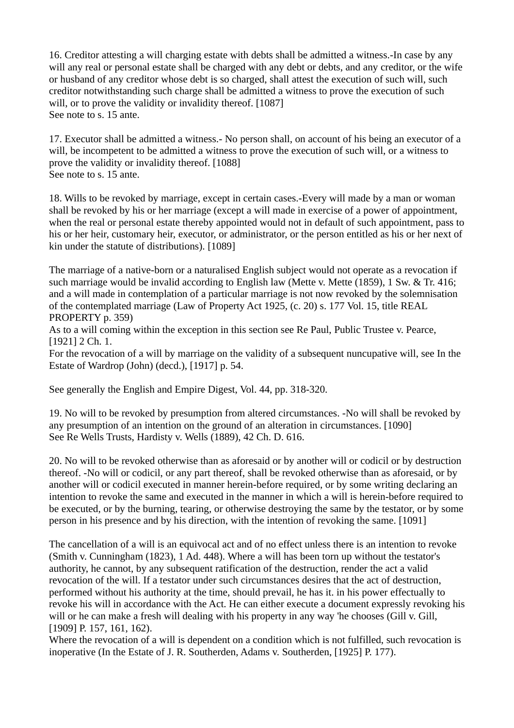16. Creditor attesting a will charging estate with debts shall be admitted a witness.-In case by any will any real or personal estate shall be charged with any debt or debts, and any creditor, or the wife or husband of any creditor whose debt is so charged, shall attest the execution of such will, such creditor notwithstanding such charge shall be admitted a witness to prove the execution of such will, or to prove the validity or invalidity thereof. [1087]
See note to s. 15 ante.

17. Executor shall be admitted a witness.- No person shall, on account of his being an executor of a will, be incompetent to be admitted a witness to prove the execution of such will, or a witness to prove the validity or invalidity thereof. [1088]
See note to s. 15 ante.

18. Wills to be revoked by marriage, except in certain cases.-Every will made by a man or woman shall be revoked by his or her marriage (except a will made in exercise of a power of appointment, when the real or personal estate thereby appointed would not in default of such appointment, pass to his or her heir, customary heir, executor, or administrator, or the person entitled as his or her next of kin under the statute of distributions). [1089]

The marriage of a native-born or a naturalised English subject would not operate as a revocation if such marriage would be invalid according to English law (Mette v. Mette (1859), 1 Sw. & Tr. 416; and a will made in contemplation of a particular marriage is not now revoked by the solemnisation of the contemplated marriage (Law of Property Act 1925, (c. 20) s. 177 Vol. 15, title REAL PROPERTY p. 359)
As to a will coming within the exception in this section see Re Paul, Public Trustee v. Pearce, [1921] 2 Ch. 1.
For the revocation of a will by marriage on the validity of a subsequent nuncupative will, see In the Estate of Wardrop (John) (decd.), [1917] p. 54.

See generally the English and Empire Digest, Vol. 44, pp. 318-320.

19. No will to be revoked by presumption from altered circumstances. -No will shall be revoked by any presumption of an intention on the ground of an alteration in circumstances. [1090]
See Re Wells Trusts, Hardisty v. Wells (1889), 42 Ch. D. 616.

20. No will to be revoked otherwise than as aforesaid or by another will or codicil or by destruction thereof. -No will or codicil, or any part thereof, shall be revoked otherwise than as aforesaid, or by another will or codicil executed in manner herein-before required, or by some writing declaring an intention to revoke the same and executed in the manner in which a will is herein-before required to be executed, or by the burning, tearing, or otherwise destroying the same by the testator, or by some person in his presence and by his direction, with the intention of revoking the same. [1091]

The cancellation of a will is an equivocal act and of no effect unless there is an intention to revoke (Smith v. Cunningham (1823), 1 Ad. 448). Where a will has been torn up without the testator's authority, he cannot, by any subsequent ratification of the destruction, render the act a valid revocation of the will. If a testator under such circumstances desires that the act of destruction, performed without his authority at the time, should prevail, he has it. in his power effectually to revoke his will in accordance with the Act. He can either execute a document expressly revoking his will or he can make a fresh will dealing with his property in any way 'he chooses (Gill v. Gill, [1909] P. 157, 161, 162).
Where the revocation of a will is dependent on a condition which is not fulfilled, such revocation is inoperative (In the Estate of J. R. Southerden, Adams v. Southerden, [1925] P. 177).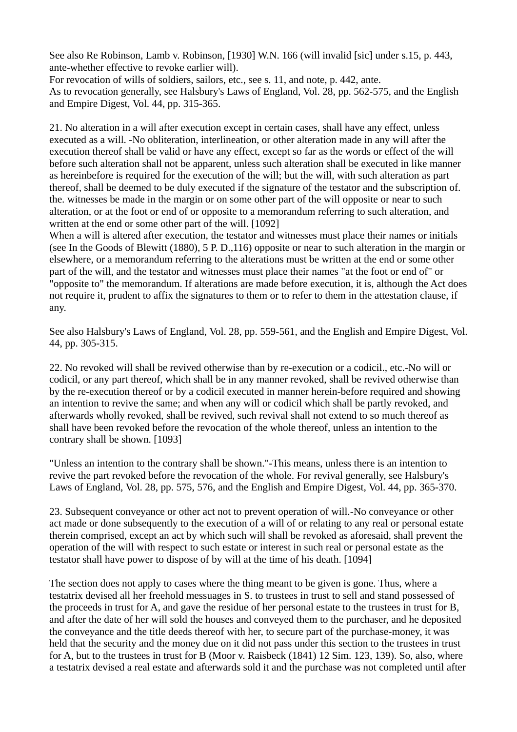See also Re Robinson, Lamb v. Robinson, [1930] W.N. 166 (will invalid [sic] under s.15, p. 443, ante-whether effective to revoke earlier will).
For revocation of wills of soldiers, sailors, etc., see s. 11, and note, p. 442, ante.
As to revocation generally, see Halsbury's Laws of England, Vol. 28, pp. 562-575, and the English and Empire Digest, Vol. 44, pp. 315-365.

21. No alteration in a will after execution except in certain cases, shall have any effect, unless executed as a will. -No obliteration, interlineation, or other alteration made in any will after the execution thereof shall be valid or have any effect, except so far as the words or effect of the will before such alteration shall not be apparent, unless such alteration shall be executed in like manner as hereinbefore is required for the execution of the will; but the will, with such alteration as part thereof, shall be deemed to be duly executed if the signature of the testator and the subscription of. the. witnesses be made in the margin or on some other part of the will opposite or near to such alteration, or at the foot or end of or opposite to a memorandum referring to such alteration, and written at the end or some other part of the will. [1092]
When a will is altered after execution, the testator and witnesses must place their names or initials (see In the Goods of Blewitt (1880), 5 P. D.,116) opposite or near to such alteration in the margin or elsewhere, or a memorandum referring to the alterations must be written at the end or some other part of the will, and the testator and witnesses must place their names "at the foot or end of" or "opposite to" the memorandum. If alterations are made before execution, it is, although the Act does not require it, prudent to affix the signatures to them or to refer to them in the attestation clause, if any.

See also Halsbury's Laws of England, Vol. 28, pp. 559-561, and the English and Empire Digest, Vol. 44, pp. 305-315.

22. No revoked will shall be revived otherwise than by re-execution or a codicil., etc.-No will or codicil, or any part thereof, which shall be in any manner revoked, shall be revived otherwise than by the re-execution thereof or by a codicil executed in manner herein-before required and showing an intention to revive the same; and when any will or codicil which shall be partly revoked, and afterwards wholly revoked, shall be revived, such revival shall not extend to so much thereof as shall have been revoked before the revocation of the whole thereof, unless an intention to the contrary shall be shown. [1093]

"Unless an intention to the contrary shall be shown."-This means, unless there is an intention to revive the part revoked before the revocation of the whole. For revival generally, see Halsbury's Laws of England, Vol. 28, pp. 575, 576, and the English and Empire Digest, Vol. 44, pp. 365-370.

23. Subsequent conveyance or other act not to prevent operation of will.-No conveyance or other act made or done subsequently to the execution of a will of or relating to any real or personal estate therein comprised, except an act by which such will shall be revoked as aforesaid, shall prevent the operation of the will with respect to such estate or interest in such real or personal estate as the testator shall have power to dispose of by will at the time of his death. [1094]

The section does not apply to cases where the thing meant to be given is gone. Thus, where a testatrix devised all her freehold messuages in S. to trustees in trust to sell and stand possessed of the proceeds in trust for A, and gave the residue of her personal estate to the trustees in trust for B, and after the date of her will sold the houses and conveyed them to the purchaser, and he deposited the conveyance and the title deeds thereof with her, to secure part of the purchase-money, it was held that the security and the money due on it did not pass under this section to the trustees in trust for A, but to the trustees in trust for B (Moor v. Raisbeck (1841) 12 Sim. 123, 139). So, also, where a testatrix devised a real estate and afterwards sold it and the purchase was not completed until after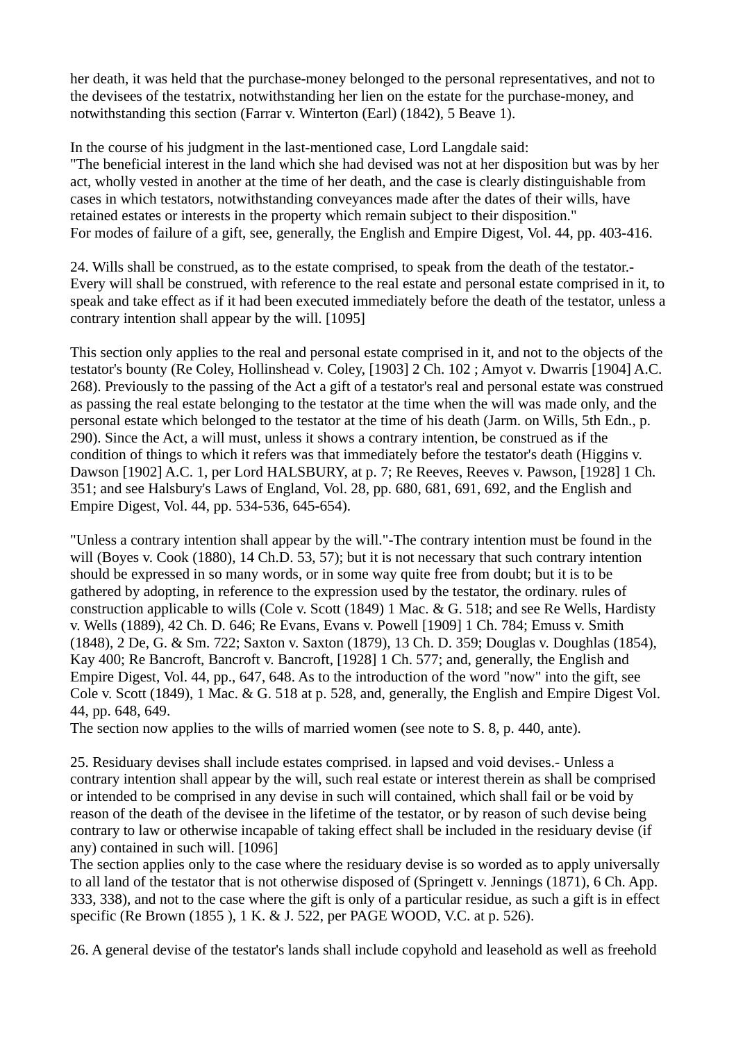her death, it was held that the purchase-money belonged to the personal representatives, and not to the devisees of the testatrix, notwithstanding her lien on the estate for the purchase-money, and notwithstanding this section (Farrar v. Winterton (Earl) (1842), 5 Beave 1).

In the course of his judgment in the last-mentioned case, Lord Langdale said:
"The beneficial interest in the land which she had devised was not at her disposition but was by her act, wholly vested in another at the time of her death, and the case is clearly distinguishable from cases in which testators, notwithstanding conveyances made after the dates of their wills, have retained estates or interests in the property which remain subject to their disposition."
For modes of failure of a gift, see, generally, the English and Empire Digest, Vol. 44, pp. 403-416.

24. Wills shall be construed, as to the estate comprised, to speak from the death of the testator.- Every will shall be construed, with reference to the real estate and personal estate comprised in it, to speak and take effect as if it had been executed immediately before the death of the testator, unless a contrary intention shall appear by the will. [1095]

This section only applies to the real and personal estate comprised in it, and not to the objects of the testator's bounty (Re Coley, Hollinshead v. Coley, [1903] 2 Ch. 102 ; Amyot v. Dwarris [1904] A.C. 268). Previously to the passing of the Act a gift of a testator's real and personal estate was construed as passing the real estate belonging to the testator at the time when the will was made only, and the personal estate which belonged to the testator at the time of his death (Jarm. on Wills, 5th Edn., p. 290). Since the Act, a will must, unless it shows a contrary intention, be construed as if the condition of things to which it refers was that immediately before the testator's death (Higgins v. Dawson [1902] A.C. 1, per Lord HALSBURY, at p. 7; Re Reeves, Reeves v. Pawson, [1928] 1 Ch. 351; and see Halsbury's Laws of England, Vol. 28, pp. 680, 681, 691, 692, and the English and Empire Digest, Vol. 44, pp. 534-536, 645-654).

"Unless a contrary intention shall appear by the will."-The contrary intention must be found in the will (Boyes v. Cook (1880), 14 Ch.D. 53, 57); but it is not necessary that such contrary intention should be expressed in so many words, or in some way quite free from doubt; but it is to be gathered by adopting, in reference to the expression used by the testator, the ordinary. rules of construction applicable to wills (Cole v. Scott (1849) 1 Mac. & G. 518; and see Re Wells, Hardisty v. Wells (1889), 42 Ch. D. 646; Re Evans, Evans v. Powell [1909] 1 Ch. 784; Emuss v. Smith (1848), 2 De, G. & Sm. 722; Saxton v. Saxton (1879), 13 Ch. D. 359; Douglas v. Doughlas (1854), Kay 400; Re Bancroft, Bancroft v. Bancroft, [1928] 1 Ch. 577; and, generally, the English and Empire Digest, Vol. 44, pp., 647, 648. As to the introduction of the word "now" into the gift, see Cole v. Scott (1849), 1 Mac. & G. 518 at p. 528, and, generally, the English and Empire Digest Vol. 44, pp. 648, 649.
The section now applies to the wills of married women (see note to S. 8, p. 440, ante).

25. Residuary devises shall include estates comprised. in lapsed and void devises.- Unless a contrary intention shall appear by the will, such real estate or interest therein as shall be comprised or intended to be comprised in any devise in such will contained, which shall fail or be void by reason of the death of the devisee in the lifetime of the testator, or by reason of such devise being contrary to law or otherwise incapable of taking effect shall be included in the residuary devise (if any) contained in such will. [1096]
The section applies only to the case where the residuary devise is so worded as to apply universally to all land of the testator that is not otherwise disposed of (Springett v. Jennings (1871), 6 Ch. App. 333, 338), and not to the case where the gift is only of a particular residue, as such a gift is in effect specific (Re Brown (1855 ), 1 K. & J. 522, per PAGE WOOD, V.C. at p. 526).

26. A general devise of the testator's lands shall include copyhold and leasehold as well as freehold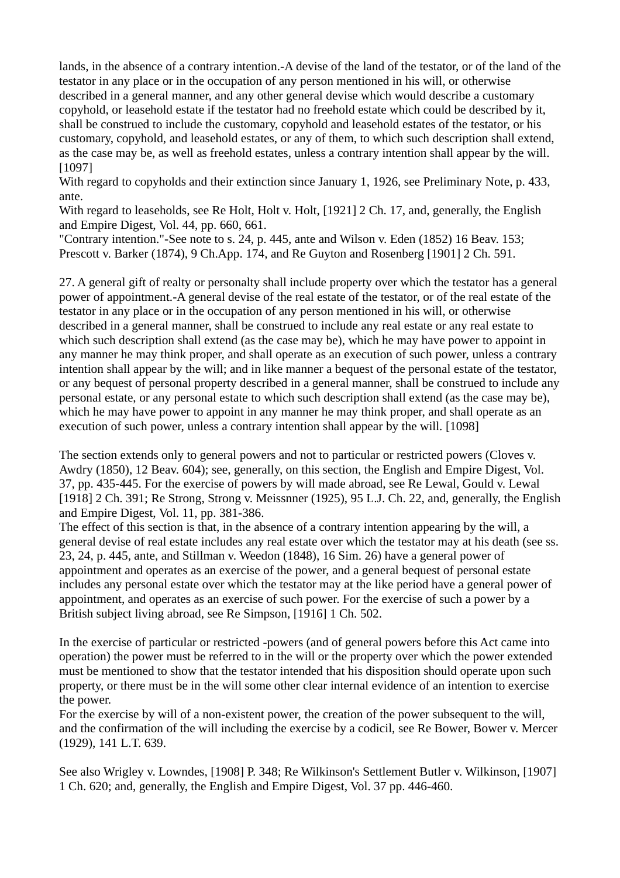lands, in the absence of a contrary intention.-A devise of the land of the testator, or of the land of the testator in any place or in the occupation of any person mentioned in his will, or otherwise described in a general manner, and any other general devise which would describe a customary copyhold, or leasehold estate if the testator had no freehold estate which could be described by it, shall be construed to include the customary, copyhold and leasehold estates of the testator, or his customary, copyhold, and leasehold estates, or any of them, to which such description shall extend, as the case may be, as well as freehold estates, unless a contrary intention shall appear by the will. [1097]

With regard to copyholds and their extinction since January 1, 1926, see Preliminary Note, p. 433, ante.

With regard to leaseholds, see Re Holt, Holt v. Holt, [1921] 2 Ch. 17, and, generally, the English and Empire Digest, Vol. 44, pp. 660, 661.

"Contrary intention."-See note to s. 24, p. 445, ante and Wilson v. Eden (1852) 16 Beav. 153; Prescott v. Barker (1874), 9 Ch.App. 174, and Re Guyton and Rosenberg [1901] 2 Ch. 591.

27. A general gift of realty or personalty shall include property over which the testator has a general power of appointment.-A general devise of the real estate of the testator, or of the real estate of the testator in any place or in the occupation of any person mentioned in his will, or otherwise described in a general manner, shall be construed to include any real estate or any real estate to which such description shall extend (as the case may be), which he may have power to appoint in any manner he may think proper, and shall operate as an execution of such power, unless a contrary intention shall appear by the will; and in like manner a bequest of the personal estate of the testator, or any bequest of personal property described in a general manner, shall be construed to include any personal estate, or any personal estate to which such description shall extend (as the case may be), which he may have power to appoint in any manner he may think proper, and shall operate as an execution of such power, unless a contrary intention shall appear by the will. [1098]

The section extends only to general powers and not to particular or restricted powers (Cloves v. Awdry (1850), 12 Beav. 604); see, generally, on this section, the English and Empire Digest, Vol. 37, pp. 435-445. For the exercise of powers by will made abroad, see Re Lewal, Gould v. Lewal [1918] 2 Ch. 391; Re Strong, Strong v. Meissnner (1925), 95 L.J. Ch. 22, and, generally, the English and Empire Digest, Vol. 11, pp. 381-386.

The effect of this section is that, in the absence of a contrary intention appearing by the will, a general devise of real estate includes any real estate over which the testator may at his death (see ss. 23, 24, p. 445, ante, and Stillman v. Weedon (1848), 16 Sim. 26) have a general power of appointment and operates as an exercise of the power, and a general bequest of personal estate includes any personal estate over which the testator may at the like period have a general power of appointment, and operates as an exercise of such power. For the exercise of such a power by a British subject living abroad, see Re Simpson, [1916] 1 Ch. 502.

In the exercise of particular or restricted -powers (and of general powers before this Act came into operation) the power must be referred to in the will or the property over which the power extended must be mentioned to show that the testator intended that his disposition should operate upon such property, or there must be in the will some other clear internal evidence of an intention to exercise the power.

For the exercise by will of a non-existent power, the creation of the power subsequent to the will, and the confirmation of the will including the exercise by a codicil, see Re Bower, Bower v. Mercer (1929), 141 L.T. 639.

See also Wrigley v. Lowndes, [1908] P. 348; Re Wilkinson's Settlement Butler v. Wilkinson, [1907] 1 Ch. 620; and, generally, the English and Empire Digest, Vol. 37 pp. 446-460.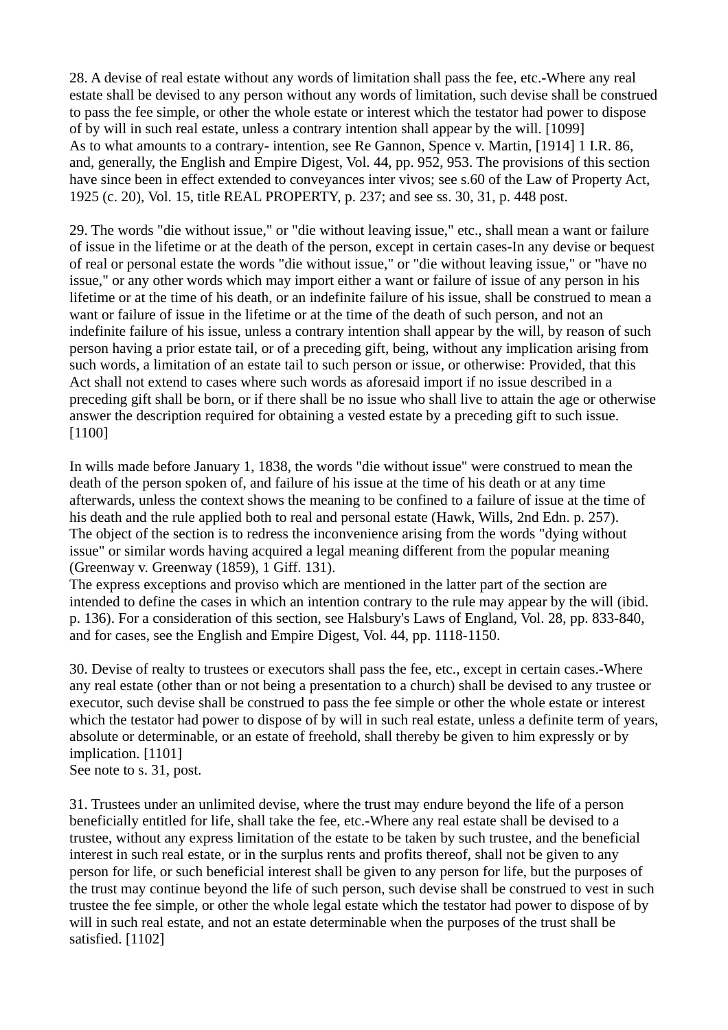28. A devise of real estate without any words of limitation shall pass the fee, etc.-Where any real estate shall be devised to any person without any words of limitation, such devise shall be construed to pass the fee simple, or other the whole estate or interest which the testator had power to dispose of by will in such real estate, unless a contrary intention shall appear by the will. [1099]
As to what amounts to a contrary- intention, see Re Gannon, Spence v. Martin, [1914] 1 I.R. 86, and, generally, the English and Empire Digest, Vol. 44, pp. 952, 953. The provisions of this section have since been in effect extended to conveyances inter vivos; see s.60 of the Law of Property Act, 1925 (c. 20), Vol. 15, title REAL PROPERTY, p. 237; and see ss. 30, 31, p. 448 post.

29. The words "die without issue," or "die without leaving issue," etc., shall mean a want or failure of issue in the lifetime or at the death of the person, except in certain cases-In any devise or bequest of real or personal estate the words "die without issue," or "die without leaving issue," or "have no issue," or any other words which may import either a want or failure of issue of any person in his lifetime or at the time of his death, or an indefinite failure of his issue, shall be construed to mean a want or failure of issue in the lifetime or at the time of the death of such person, and not an indefinite failure of his issue, unless a contrary intention shall appear by the will, by reason of such person having a prior estate tail, or of a preceding gift, being, without any implication arising from such words, a limitation of an estate tail to such person or issue, or otherwise: Provided, that this Act shall not extend to cases where such words as aforesaid import if no issue described in a preceding gift shall be born, or if there shall be no issue who shall live to attain the age or otherwise answer the description required for obtaining a vested estate by a preceding gift to such issue. [1100]

In wills made before January 1, 1838, the words "die without issue" were construed to mean the death of the person spoken of, and failure of his issue at the time of his death or at any time afterwards, unless the context shows the meaning to be confined to a failure of issue at the time of his death and the rule applied both to real and personal estate (Hawk, Wills, 2nd Edn. p. 257).
The object of the section is to redress the inconvenience arising from the words "dying without issue" or similar words having acquired a legal meaning different from the popular meaning (Greenway v. Greenway (1859), 1 Giff. 131).
The express exceptions and proviso which are mentioned in the latter part of the section are intended to define the cases in which an intention contrary to the rule may appear by the will (ibid. p. 136). For a consideration of this section, see Halsbury's Laws of England, Vol. 28, pp. 833-840, and for cases, see the English and Empire Digest, Vol. 44, pp. 1118-1150.

30. Devise of realty to trustees or executors shall pass the fee, etc., except in certain cases.-Where any real estate (other than or not being a presentation to a church) shall be devised to any trustee or executor, such devise shall be construed to pass the fee simple or other the whole estate or interest which the testator had power to dispose of by will in such real estate, unless a definite term of years, absolute or determinable, or an estate of freehold, shall thereby be given to him expressly or by implication. [1101]
See note to s. 31, post.

31. Trustees under an unlimited devise, where the trust may endure beyond the life of a person beneficially entitled for life, shall take the fee, etc.-Where any real estate shall be devised to a trustee, without any express limitation of the estate to be taken by such trustee, and the beneficial interest in such real estate, or in the surplus rents and profits thereof, shall not be given to any person for life, or such beneficial interest shall be given to any person for life, but the purposes of the trust may continue beyond the life of such person, such devise shall be construed to vest in such trustee the fee simple, or other the whole legal estate which the testator had power to dispose of by will in such real estate, and not an estate determinable when the purposes of the trust shall be satisfied. [1102]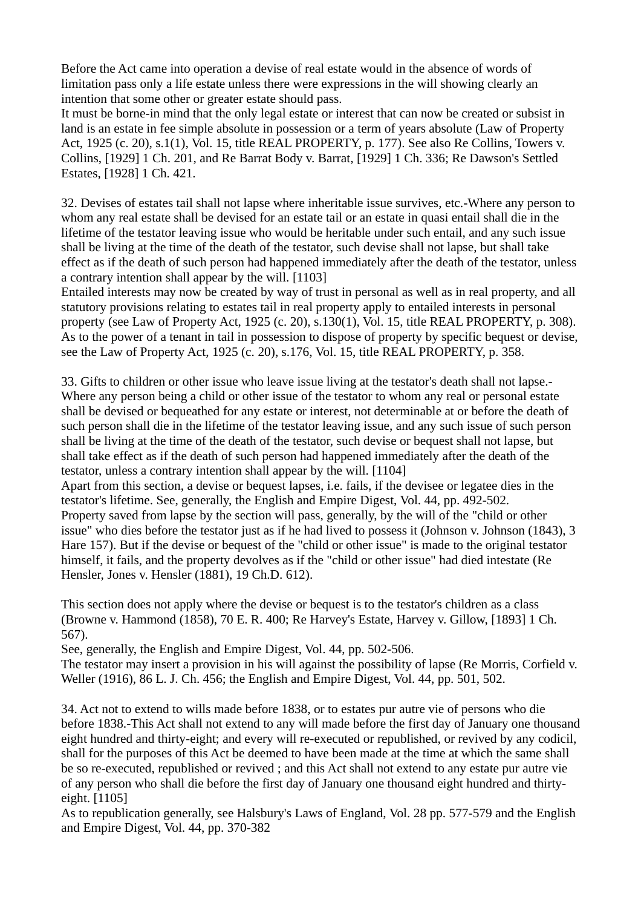Before the Act came into operation a devise of real estate would in the absence of words of limitation pass only a life estate unless there were expressions in the will showing clearly an intention that some other or greater estate should pass.
It must be borne-in mind that the only legal estate or interest that can now be created or subsist in land is an estate in fee simple absolute in possession or a term of years absolute (Law of Property Act, 1925 (c. 20), s.1(1), Vol. 15, title REAL PROPERTY, p. 177). See also Re Collins, Towers v. Collins, [1929] 1 Ch. 201, and Re Barrat Body v. Barrat, [1929] 1 Ch. 336; Re Dawson's Settled Estates, [1928] 1 Ch. 421.

32. Devises of estates tail shall not lapse where inheritable issue survives, etc.-Where any person to whom any real estate shall be devised for an estate tail or an estate in quasi entail shall die in the lifetime of the testator leaving issue who would be heritable under such entail, and any such issue shall be living at the time of the death of the testator, such devise shall not lapse, but shall take effect as if the death of such person had happened immediately after the death of the testator, unless a contrary intention shall appear by the will. [1103]
Entailed interests may now be created by way of trust in personal as well as in real property, and all statutory provisions relating to estates tail in real property apply to entailed interests in personal property (see Law of Property Act, 1925 (c. 20), s.130(1), Vol. 15, title REAL PROPERTY, p. 308). As to the power of a tenant in tail in possession to dispose of property by specific bequest or devise, see the Law of Property Act, 1925 (c. 20), s.176, Vol. 15, title REAL PROPERTY, p. 358.

33. Gifts to children or other issue who leave issue living at the testator's death shall not lapse.-Where any person being a child or other issue of the testator to whom any real or personal estate shall be devised or bequeathed for any estate or interest, not determinable at or before the death of such person shall die in the lifetime of the testator leaving issue, and any such issue of such person shall be living at the time of the death of the testator, such devise or bequest shall not lapse, but shall take effect as if the death of such person had happened immediately after the death of the testator, unless a contrary intention shall appear by the will. [1104]
Apart from this section, a devise or bequest lapses, i.e. fails, if the devisee or legatee dies in the testator's lifetime. See, generally, the English and Empire Digest, Vol. 44, pp. 492-502.
Property saved from lapse by the section will pass, generally, by the will of the "child or other issue" who dies before the testator just as if he had lived to possess it (Johnson v. Johnson (1843), 3 Hare 157). But if the devise or bequest of the "child or other issue" is made to the original testator himself, it fails, and the property devolves as if the "child or other issue" had died intestate (Re Hensler, Jones v. Hensler (1881), 19 Ch.D. 612).

This section does not apply where the devise or bequest is to the testator's children as a class (Browne v. Hammond (1858), 70 E. R. 400; Re Harvey's Estate, Harvey v. Gillow, [1893] 1 Ch. 567).
See, generally, the English and Empire Digest, Vol. 44, pp. 502-506.
The testator may insert a provision in his will against the possibility of lapse (Re Morris, Corfield v. Weller (1916), 86 L. J. Ch. 456; the English and Empire Digest, Vol. 44, pp. 501, 502.

34. Act not to extend to wills made before 1838, or to estates pur autre vie of persons who die before 1838.-This Act shall not extend to any will made before the first day of January one thousand eight hundred and thirty-eight; and every will re-executed or republished, or revived by any codicil, shall for the purposes of this Act be deemed to have been made at the time at which the same shall be so re-executed, republished or revived ; and this Act shall not extend to any estate pur autre vie of any person who shall die before the first day of January one thousand eight hundred and thirty-eight. [1105]
As to republication generally, see Halsbury's Laws of England, Vol. 28 pp. 577-579 and the English and Empire Digest, Vol. 44, pp. 370-382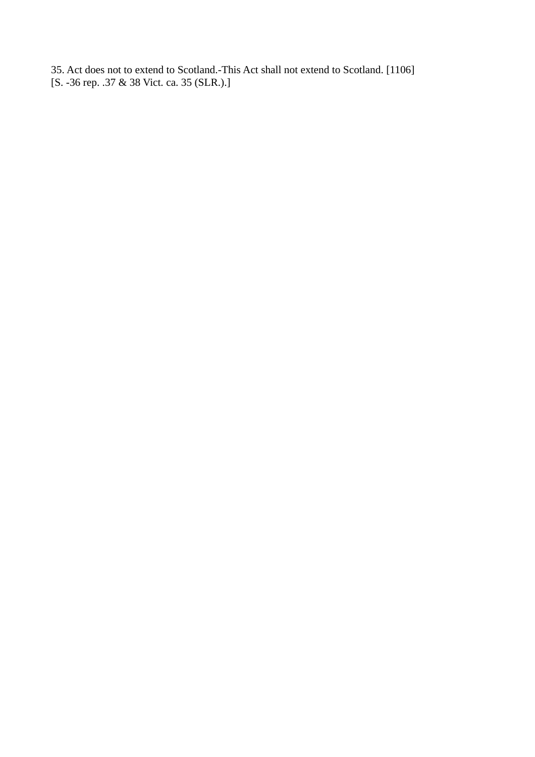35. Act does not to extend to Scotland.-This Act shall not extend to Scotland. [1106]
[S. -36 rep. .37 & 38 Vict. ca. 35 (SLR.).]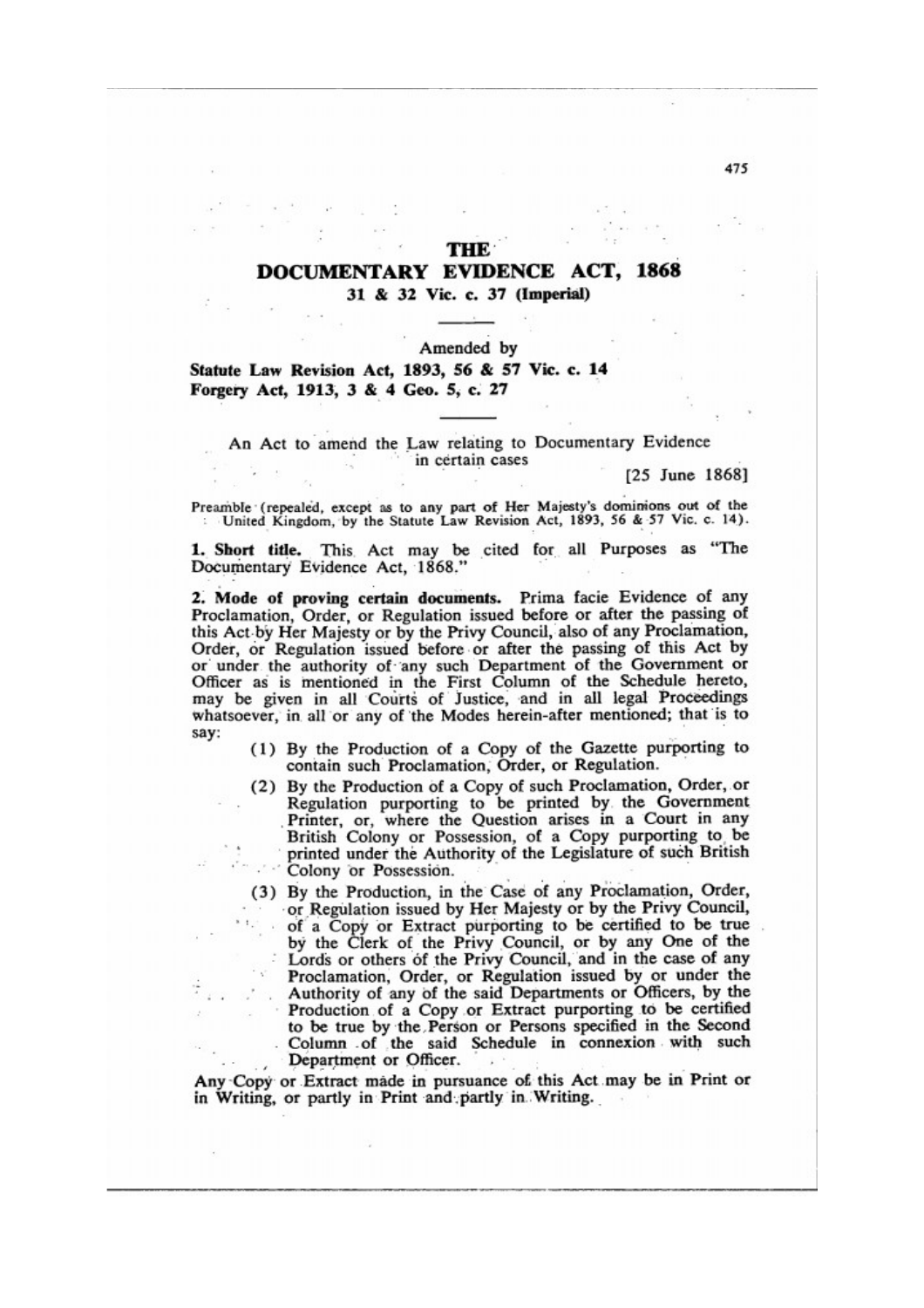# THE DOCUMENTARY EVIDENCE ACT, 1868

**31 & 32 Vic. c. 37 (Imperial)**

Amended by

**Statute Law Revision Act, 1893, 56 & 57 Vic. c. 14**
**Forgery Act, 1913, 3 & 4 Geo. 5, c. 27**

An Act to amend the Law relating to Documentary Evidence in certain cases

[25 June 1868]

Preamble (repealed, except as to any part of Her Majesty's dominions out of the United Kingdom, by the Statute Law Revision Act, 1893, 56 & 57 Vic. c. 14).

**1. Short title.** This Act may be cited for all Purposes as "The Documentary Evidence Act, 1868."

**2. Mode of proving certain documents.** Prima facie Evidence of any Proclamation, Order, or Regulation issued before or after the passing of this Act by Her Majesty or by the Privy Council, also of any Proclamation, Order, or Regulation issued before or after the passing of this Act by or under the authority of any such Department of the Government or Officer as is mentioned in the First Column of the Schedule hereto, may be given in all Courts of Justice, and in all legal Proceedings whatsoever, in all or any of the Modes herein-after mentioned; that is to say:

(1) By the Production of a Copy of the Gazette purporting to contain such Proclamation, Order, or Regulation.

(2) By the Production of a Copy of such Proclamation, Order, or Regulation purporting to be printed by the Government Printer, or, where the Question arises in a Court in any British Colony or Possession, of a Copy purporting to be printed under the Authority of the Legislature of such British Colony or Possession.

(3) By the Production, in the Case of any Proclamation, Order, or Regulation issued by Her Majesty or by the Privy Council, of a Copy or Extract purporting to be certified to be true by the Clerk of the Privy Council, or by any One of the Lords or others of the Privy Council, and in the case of any Proclamation, Order, or Regulation issued by or under the Authority of any of the said Departments or Officers, by the Production of a Copy or Extract purporting to be certified to be true by the Person or Persons specified in the Second Column of the said Schedule in connexion with such Department or Officer.

Any Copy or Extract made in pursuance of this Act may be in Print or in Writing, or partly in Print and partly in Writing.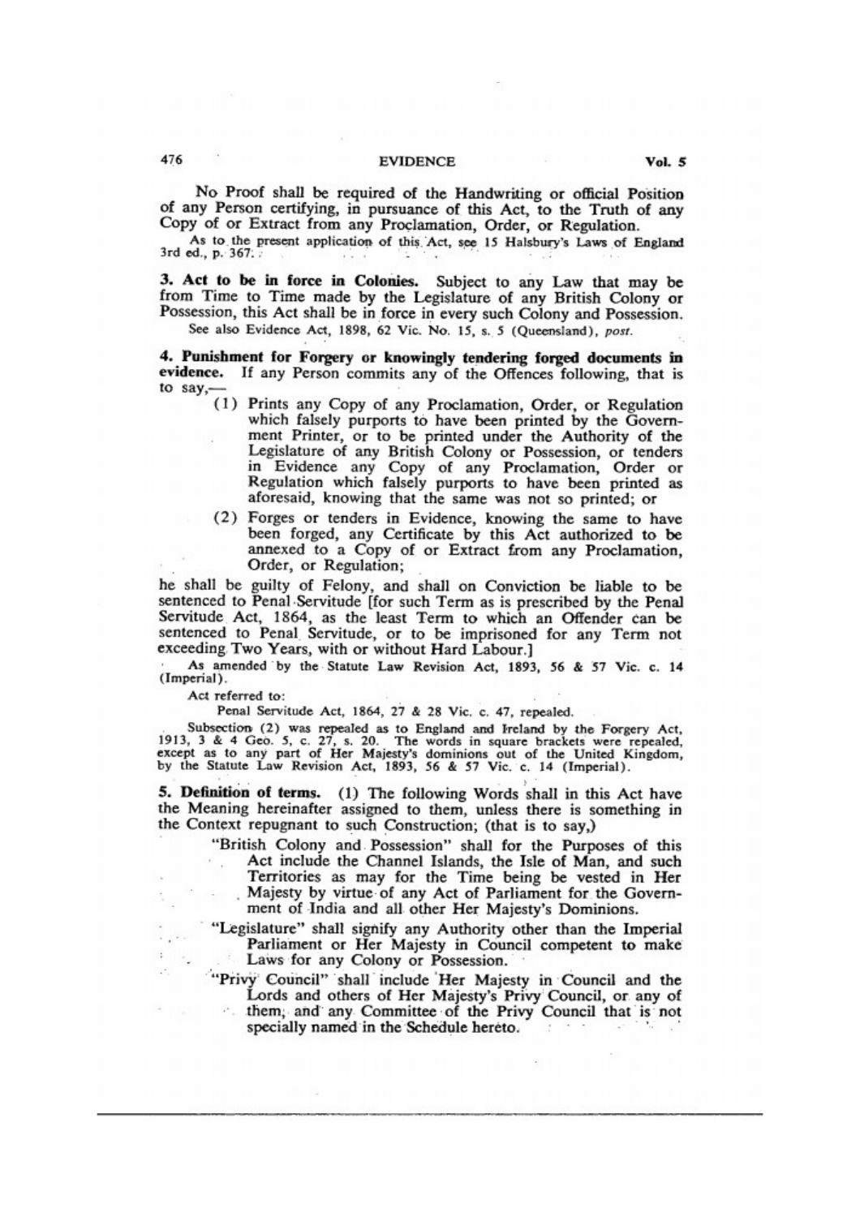No Proof shall be required of the Handwriting or official Position of any Person certifying, in pursuance of this Act, to the Truth of any Copy of or Extract from any Proclamation, Order, or Regulation.

As to the present application of this Act, see 15 Halsbury's Laws of England 3rd ed., p. 367.

**3. Act to be in force in Colonies.** Subject to any Law that may be from Time to Time made by the Legislature of any British Colony or Possession, this Act shall be in force in every such Colony and Possession.

See also Evidence Act, 1898, 62 Vic. No. 15, s. 5 (Queensland), *post.*

**4. Punishment for Forgery or knowingly tendering forged documents in evidence.** If any Person commits any of the Offences following, that is to say,—

(1) Prints any Copy of any Proclamation, Order, or Regulation which falsely purports to have been printed by the Government Printer, or to be printed under the Authority of the Legislature of any British Colony or Possession, or tenders in Evidence any Copy of any Proclamation, Order or Regulation which falsely purports to have been printed as aforesaid, knowing that the same was not so printed; or

(2) Forges or tenders in Evidence, knowing the same to have been forged, any Certificate by this Act authorized to be annexed to a Copy of or Extract from any Proclamation, Order, or Regulation;

he shall be guilty of Felony, and shall on Conviction be liable to be sentenced to Penal Servitude [for such Term as is prescribed by the Penal Servitude Act, 1864, as the least Term to which an Offender can be sentenced to Penal Servitude, or to be imprisoned for any Term not exceeding Two Years, with or without Hard Labour.]

As amended by the Statute Law Revision Act, 1893, 56 & 57 Vic. c. 14 (Imperial).

Act referred to:

Penal Servitude Act, 1864, 27 & 28 Vic. c. 47, repealed.

Subsection (2) was repealed as to England and Ireland by the Forgery Act, 1913, 3 & 4 Geo. 5, c. 27, s. 20. The words in square brackets were repealed, except as to any part of Her Majesty's dominions out of the United Kingdom, by the Statute Law Revision Act, 1893, 56 & 57 Vic. c. 14 (Imperial).

**5. Definition of terms.** (1) The following Words shall in this Act have the Meaning hereinafter assigned to them, unless there is something in the Context repugnant to such Construction; (that is to say,)

"British Colony and Possession" shall for the Purposes of this Act include the Channel Islands, the Isle of Man, and such Territories as may for the Time being be vested in Her Majesty by virtue of any Act of Parliament for the Government of India and all other Her Majesty's Dominions.

"Legislature" shall signify any Authority other than the Imperial Parliament or Her Majesty in Council competent to make Laws for any Colony or Possession.

"Privy Council" shall include Her Majesty in Council and the Lords and others of Her Majesty's Privy Council, or any of them, and any Committee of the Privy Council that is not specially named in the Schedule hereto.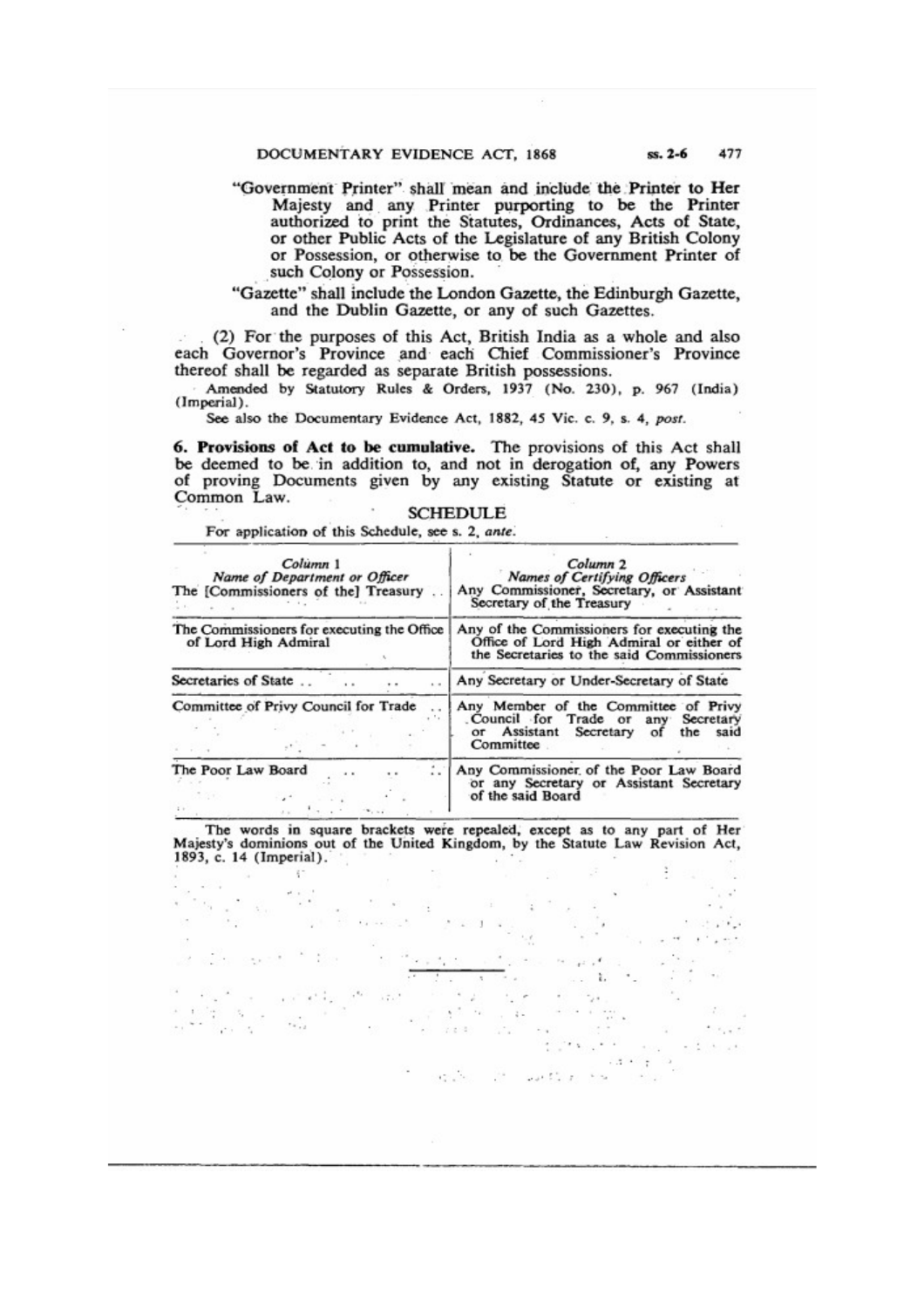"Government Printer" shall mean and include the Printer to Her Majesty and any Printer purporting to be the Printer authorized to print the Statutes, Ordinances, Acts of State, or other Public Acts of the Legislature of any British Colony or Possession, or otherwise to be the Government Printer of such Colony or Possession.

"Gazette" shall include the London Gazette, the Edinburgh Gazette, and the Dublin Gazette, or any of such Gazettes.

(2) For the purposes of this Act, British India as a whole and also each Governor's Province and each Chief Commissioner's Province thereof shall be regarded as separate British possessions.

Amended by Statutory Rules & Orders, 1937 (No. 230), p. 967 (India) (Imperial).

See also the Documentary Evidence Act, 1882, 45 Vic. c. 9, s. 4, *post*.

**6. Provisions of Act to be cumulative.** The provisions of this Act shall be deemed to be in addition to, and not in derogation of, any Powers of proving Documents given by any existing Statute or existing at Common Law.

## SCHEDULE

For application of this Schedule, see s. 2, *ante*.

| *Column 1*<br>*Name of Department or Officer* | *Column 2*<br>*Names of Certifying Officers* |
|---|---|
| The [Commissioners of the] Treasury | Any Commissioner, Secretary, or Assistant Secretary of the Treasury |
| The Commissioners for executing the Office of Lord High Admiral | Any of the Commissioners for executing the Office of Lord High Admiral or either of the Secretaries to the said Commissioners |
| Secretaries of State | Any Secretary or Under-Secretary of State |
| Committee of Privy Council for Trade | Any Member of the Committee of Privy Council for Trade or any Secretary or Assistant Secretary of the said Committee |
| The Poor Law Board | Any Commissioner of the Poor Law Board or any Secretary or Assistant Secretary of the said Board |

The words in square brackets were repealed, except as to any part of Her Majesty's dominions out of the United Kingdom, by the Statute Law Revision Act, 1893, c. 14 (Imperial).